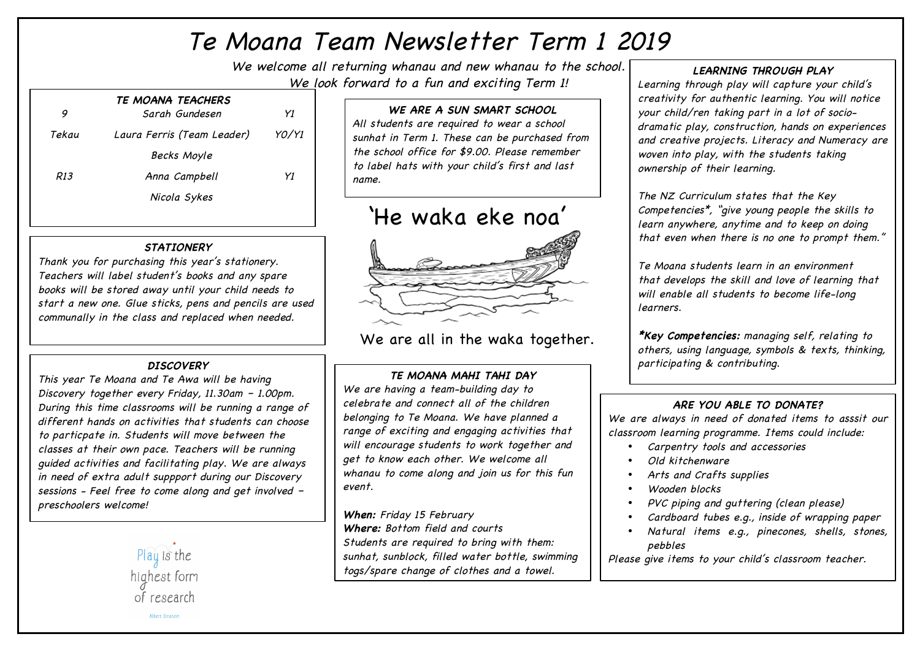# Te Moana Team Newsletter Term 1 2019

*We welcome all returning whanau and new whanau to the school. We look forward to a fun and exciting Term 1!*

### TE MOANA TEACHERS

| | | |
|---|---|---|
| 9 | Sarah Gundesen | Y1 |
| Tekau | Laura Ferris (Team Leader) | Y0/Y1 |
| | Becks Moyle | |
| R13 | Anna Campbell | Y1 |
| | Nicola Sykes | |

### STATIONERY

*Thank you for purchasing this year's stationery. Teachers will label student's books and any spare books will be stored away until your child needs to start a new one. Glue sticks, pens and pencils are used communally in the class and replaced when needed.*

### DISCOVERY

*This year Te Moana and Te Awa will be having Discovery together every Friday, 11.30am – 1.00pm. During this time classrooms will be running a range of different hands on activities that students can choose to particpate in. Students will move between the classes at their own pace. Teachers will be running guided activities and facilitating play. We are always in need of extra adult suppport during our Discovery sessions - Feel free to come along and get involved – preschoolers welcome!*

Play is the highest form of research

Albert Einstein

### WE ARE A SUN SMART SCHOOL

*All students are required to wear a school sunhat in Term 1. These can be purchased from the school office for $9.00. Please remember to label hats with your child's first and last name.*

## 'He waka eke noa'

We are all in the waka together.

### TE MOANA MAHI TAHI DAY

*We are having a team-building day to celebrate and connect all of the children belonging to Te Moana. We have planned a range of exciting and engaging activities that will encourage students to work together and get to know each other. We welcome all whanau to come along and join us for this fun event.*

***When:*** *Friday 15 February*
***Where:*** *Bottom field and courts*
*Students are required to bring with them: sunhat, sunblock, filled water bottle, swimming togs/spare change of clothes and a towel.*

### LEARNING THROUGH PLAY

*Learning through play will capture your child's creativity for authentic learning. You will notice your child/ren taking part in a lot of socio-dramatic play, construction, hands on experiences and creative projects. Literacy and Numeracy are woven into play, with the students taking ownership of their learning.*

*The NZ Curriculum states that the Key Competencies\*, "give young people the skills to learn anywhere, anytime and to keep on doing that even when there is no one to prompt them."*

*Te Moana students learn in an environment that develops the skill and love of learning that will enable all students to become life-long learners.*

***\*Key Competencies:*** *managing self, relating to others, using language, symbols & texts, thinking, participating & contributing.*

### ARE YOU ABLE TO DONATE?

*We are always in need of donated items to asssit our classroom learning programme. Items could include:*

- *Carpentry tools and accessories*
- *Old kitchenware*
- *Arts and Crafts supplies*
- *Wooden blocks*
- *PVC piping and guttering (clean please)*
- *Cardboard tubes e.g., inside of wrapping paper*
- *Natural items e.g., pinecones, shells, stones, pebbles*

*Please give items to your child's classroom teacher.*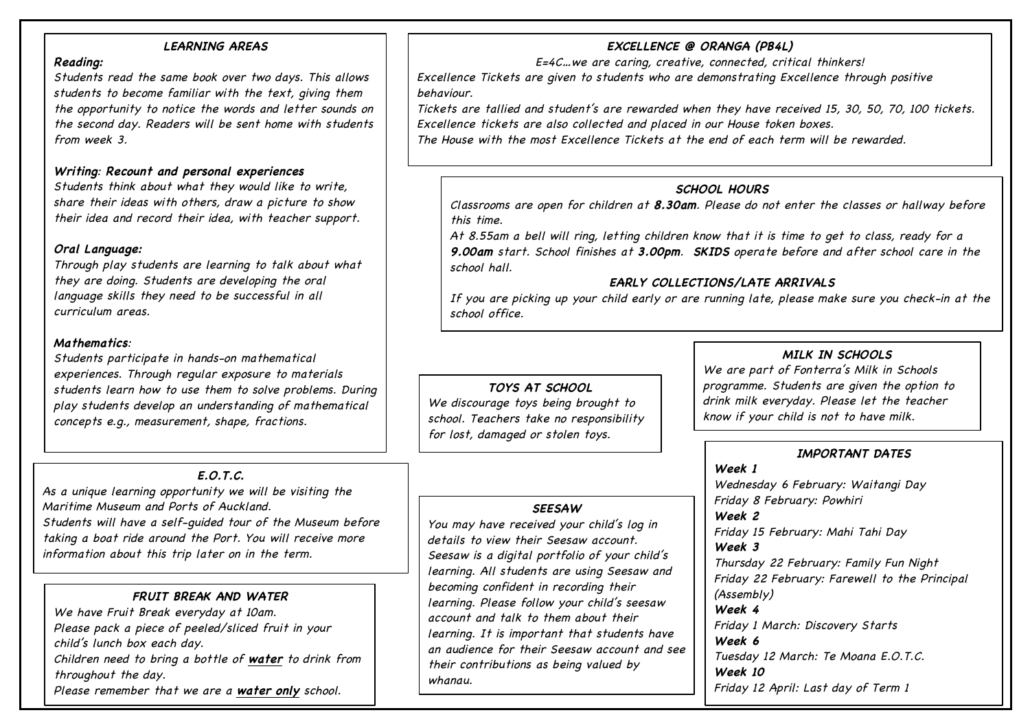## *LEARNING AREAS*

***Reading:***
*Students read the same book over two days. This allows students to become familiar with the text, giving them the opportunity to notice the words and letter sounds on the second day. Readers will be sent home with students from week 3.*

***Writing: Recount and personal experiences***
*Students think about what they would like to write, share their ideas with others, draw a picture to show their idea and record their idea, with teacher support.*

***Oral Language:***
*Through play students are learning to talk about what they are doing. Students are developing the oral language skills they need to be successful in all curriculum areas.*

***Mathematics:***
*Students participate in hands-on mathematical experiences. Through regular exposure to materials students learn how to use them to solve problems. During play students develop an understanding of mathematical concepts e.g., measurement, shape, fractions.*

## *E.O.T.C.*

*As a unique learning opportunity we will be visiting the Maritime Museum and Ports of Auckland.*
*Students will have a self-guided tour of the Museum before taking a boat ride around the Port. You will receive more information about this trip later on in the term.*

## *FRUIT BREAK AND WATER*

*We have Fruit Break everyday at 10am.*
*Please pack a piece of peeled/sliced fruit in your child's lunch box each day.*
*Children need to bring a bottle of **water** to drink from throughout the day.*
*Please remember that we are a **water only** school.*

## *EXCELLENCE @ ORANGA (PB4L)*

*E=4C…we are caring, creative, connected, critical thinkers!*
*Excellence Tickets are given to students who are demonstrating Excellence through positive behaviour.*
*Tickets are tallied and student's are rewarded when they have received 15, 30, 50, 70, 100 tickets.*
*Excellence tickets are also collected and placed in our House token boxes.*
*The House with the most Excellence Tickets at the end of each term will be rewarded.*

## *SCHOOL HOURS*

*Classrooms are open for children at **8.30am**. Please do not enter the classes or hallway before this time.*
*At 8.55am a bell will ring, letting children know that it is time to get to class, ready for a **9.00am** start. School finishes at **3.00pm**. **SKIDS** operate before and after school care in the school hall.*

### *EARLY COLLECTIONS/LATE ARRIVALS*

*If you are picking up your child early or are running late, please make sure you check-in at the school office.*

## *TOYS AT SCHOOL*

*We discourage toys being brought to school. Teachers take no responsibility for lost, damaged or stolen toys.*

## *MILK IN SCHOOLS*

*We are part of Fonterra's Milk in Schools programme. Students are given the option to drink milk everyday. Please let the teacher know if your child is not to have milk.*

## *SEESAW*

*You may have received your child's log in details to view their Seesaw account.*
*Seesaw is a digital portfolio of your child's learning. All students are using Seesaw and becoming confident in recording their learning. Please follow your child's seesaw account and talk to them about their learning. It is important that students have an audience for their Seesaw account and see their contributions as being valued by whanau.*

## *IMPORTANT DATES*

***Week 1***
*Wednesday 6 February: Waitangi Day*
*Friday 8 February: Powhiri*
***Week 2***
*Friday 15 February: Mahi Tahi Day*
***Week 3***
*Thursday 22 February: Family Fun Night*
*Friday 22 February: Farewell to the Principal (Assembly)*
***Week 4***
*Friday 1 March: Discovery Starts*
***Week 6***
*Tuesday 12 March: Te Moana E.O.T.C.*
***Week 10***
*Friday 12 April: Last day of Term 1*